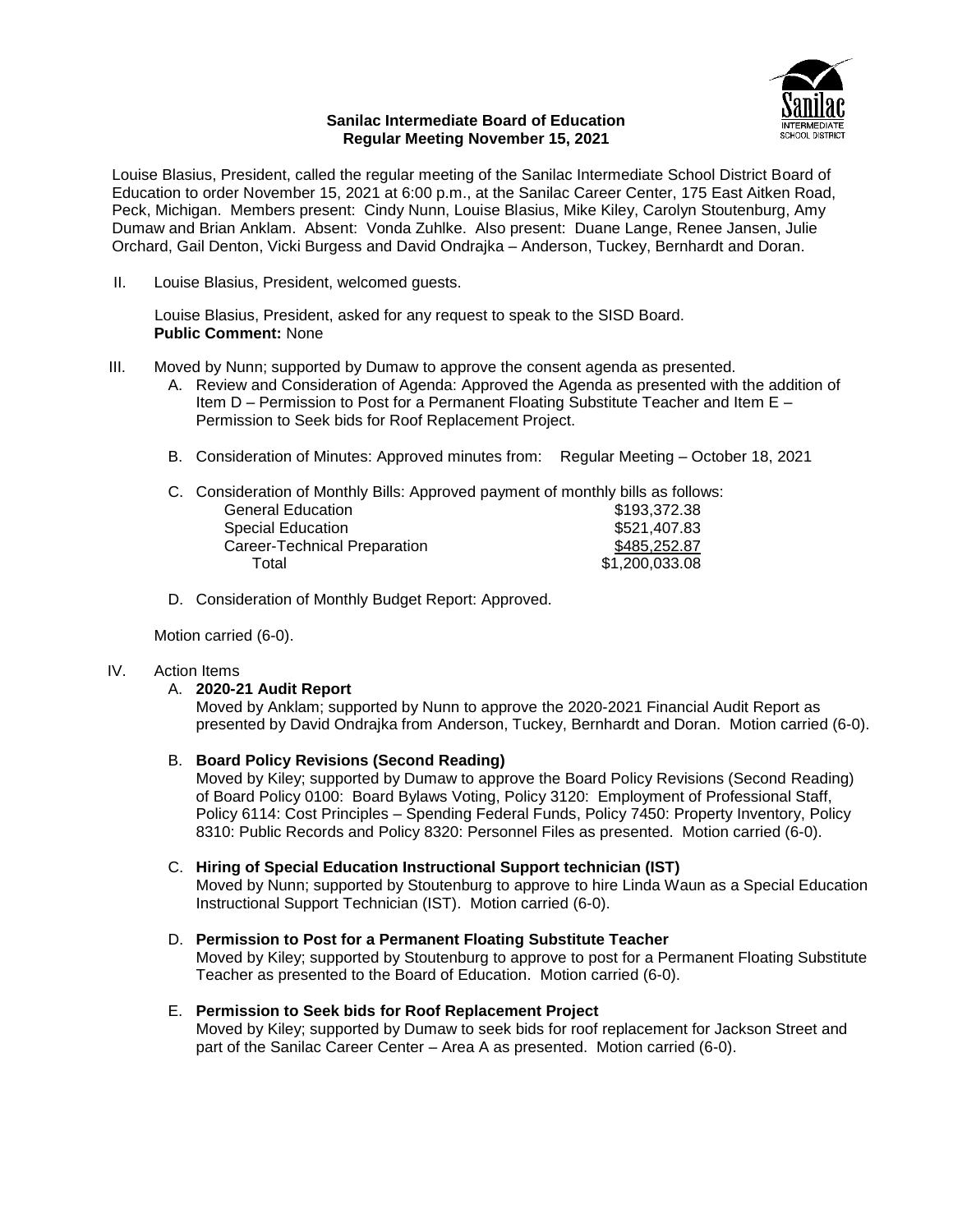**Sanilac Intermediate Board of Education**
**Regular Meeting November 15, 2021**

Louise Blasius, President, called the regular meeting of the Sanilac Intermediate School District Board of Education to order November 15, 2021 at 6:00 p.m., at the Sanilac Career Center, 175 East Aitken Road, Peck, Michigan. Members present: Cindy Nunn, Louise Blasius, Mike Kiley, Carolyn Stoutenburg, Amy Dumaw and Brian Anklam. Absent: Vonda Zuhlke. Also present: Duane Lange, Renee Jansen, Julie Orchard, Gail Denton, Vicki Burgess and David Ondrajka – Anderson, Tuckey, Bernhardt and Doran.

II. Louise Blasius, President, welcomed guests.

Louise Blasius, President, asked for any request to speak to the SISD Board.
**Public Comment:** None

III. Moved by Nunn; supported by Dumaw to approve the consent agenda as presented.

A. Review and Consideration of Agenda: Approved the Agenda as presented with the addition of Item D – Permission to Post for a Permanent Floating Substitute Teacher and Item E – Permission to Seek bids for Roof Replacement Project.

B. Consideration of Minutes: Approved minutes from: Regular Meeting – October 18, 2021

C. Consideration of Monthly Bills: Approved payment of monthly bills as follows:

| | |
|---|---|
| General Education | $193,372.38 |
| Special Education | $521,407.83 |
| Career-Technical Preparation | $485,252.87 |
| Total | $1,200,033.08 |

D. Consideration of Monthly Budget Report: Approved.

Motion carried (6-0).

IV. Action Items

A. **2020-21 Audit Report**
Moved by Anklam; supported by Nunn to approve the 2020-2021 Financial Audit Report as presented by David Ondrajka from Anderson, Tuckey, Bernhardt and Doran. Motion carried (6-0).

B. **Board Policy Revisions (Second Reading)**
Moved by Kiley; supported by Dumaw to approve the Board Policy Revisions (Second Reading) of Board Policy 0100: Board Bylaws Voting, Policy 3120: Employment of Professional Staff, Policy 6114: Cost Principles – Spending Federal Funds, Policy 7450: Property Inventory, Policy 8310: Public Records and Policy 8320: Personnel Files as presented. Motion carried (6-0).

C. **Hiring of Special Education Instructional Support technician (IST)**
Moved by Nunn; supported by Stoutenburg to approve to hire Linda Waun as a Special Education Instructional Support Technician (IST). Motion carried (6-0).

D. **Permission to Post for a Permanent Floating Substitute Teacher**
Moved by Kiley; supported by Stoutenburg to approve to post for a Permanent Floating Substitute Teacher as presented to the Board of Education. Motion carried (6-0).

E. **Permission to Seek bids for Roof Replacement Project**
Moved by Kiley; supported by Dumaw to seek bids for roof replacement for Jackson Street and part of the Sanilac Career Center – Area A as presented. Motion carried (6-0).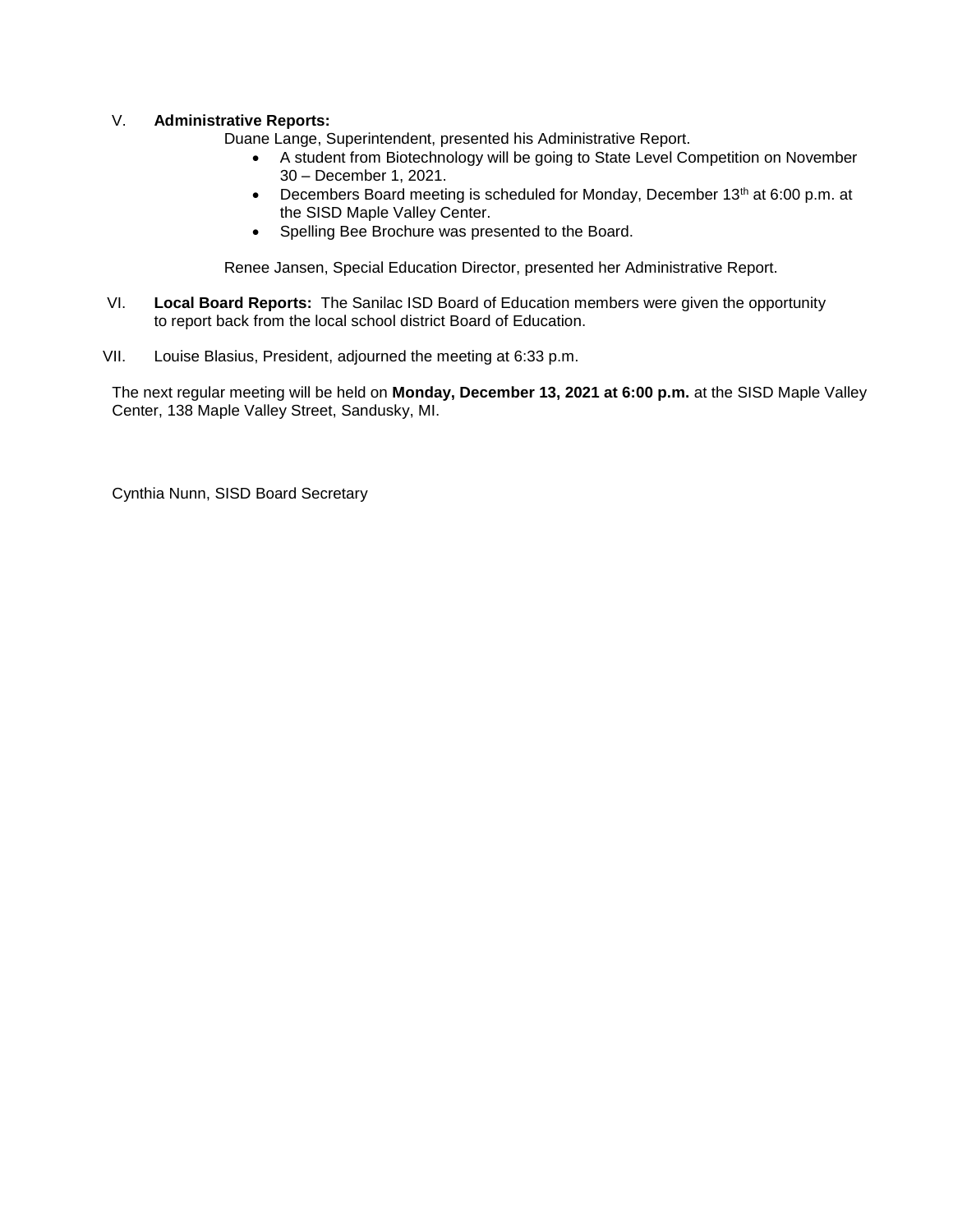V. **Administrative Reports:**

Duane Lange, Superintendent, presented his Administrative Report.

- A student from Biotechnology will be going to State Level Competition on November 30 – December 1, 2021.
- Decembers Board meeting is scheduled for Monday, December 13th at 6:00 p.m. at the SISD Maple Valley Center.
- Spelling Bee Brochure was presented to the Board.

Renee Jansen, Special Education Director, presented her Administrative Report.

VI. **Local Board Reports:** The Sanilac ISD Board of Education members were given the opportunity to report back from the local school district Board of Education.

VII. Louise Blasius, President, adjourned the meeting at 6:33 p.m.

The next regular meeting will be held on **Monday, December 13, 2021 at 6:00 p.m.** at the SISD Maple Valley Center, 138 Maple Valley Street, Sandusky, MI.

Cynthia Nunn, SISD Board Secretary